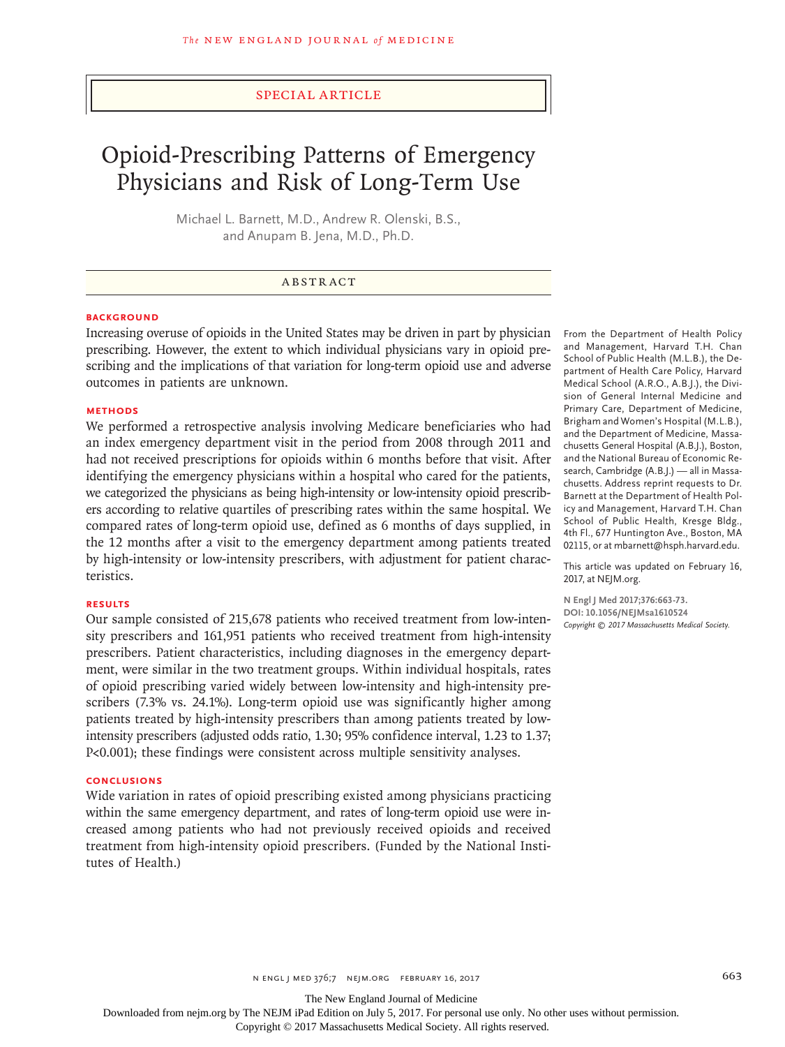SPECIAL ARTICLE

# Opioid-Prescribing Patterns of Emergency Physicians and Risk of Long-Term Use

Michael L. Barnett, M.D., Andrew R. Olenski, B.S., and Anupam B. Jena, M.D., Ph.D.

## ABSTRACT

### BACKGROUND

Increasing overuse of opioids in the United States may be driven in part by physician prescribing. However, the extent to which individual physicians vary in opioid prescribing and the implications of that variation for long-term opioid use and adverse outcomes in patients are unknown.

### METHODS

We performed a retrospective analysis involving Medicare beneficiaries who had an index emergency department visit in the period from 2008 through 2011 and had not received prescriptions for opioids within 6 months before that visit. After identifying the emergency physicians within a hospital who cared for the patients, we categorized the physicians as being high-intensity or low-intensity opioid prescribers according to relative quartiles of prescribing rates within the same hospital. We compared rates of long-term opioid use, defined as 6 months of days supplied, in the 12 months after a visit to the emergency department among patients treated by high-intensity or low-intensity prescribers, with adjustment for patient characteristics.

### RESULTS

Our sample consisted of 215,678 patients who received treatment from low-intensity prescribers and 161,951 patients who received treatment from high-intensity prescribers. Patient characteristics, including diagnoses in the emergency department, were similar in the two treatment groups. Within individual hospitals, rates of opioid prescribing varied widely between low-intensity and high-intensity prescribers (7.3% vs. 24.1%). Long-term opioid use was significantly higher among patients treated by high-intensity prescribers than among patients treated by low-intensity prescribers (adjusted odds ratio, 1.30; 95% confidence interval, 1.23 to 1.37; P<0.001); these findings were consistent across multiple sensitivity analyses.

### CONCLUSIONS

Wide variation in rates of opioid prescribing existed among physicians practicing within the same emergency department, and rates of long-term opioid use were increased among patients who had not previously received opioids and received treatment from high-intensity opioid prescribers. (Funded by the National Institutes of Health.)

From the Department of Health Policy and Management, Harvard T.H. Chan School of Public Health (M.L.B.), the Department of Health Care Policy, Harvard Medical School (A.R.O., A.B.J.), the Division of General Internal Medicine and Primary Care, Department of Medicine, Brigham and Women's Hospital (M.L.B.), and the Department of Medicine, Massachusetts General Hospital (A.B.J.), Boston, and the National Bureau of Economic Research, Cambridge (A.B.J.) — all in Massachusetts. Address reprint requests to Dr. Barnett at the Department of Health Policy and Management, Harvard T.H. Chan School of Public Health, Kresge Bldg., 4th Fl., 677 Huntington Ave., Boston, MA 02115, or at mbarnett@hsph.harvard.edu.

This article was updated on February 16, 2017, at NEJM.org.

**N Engl J Med 2017;376:663-73.**
**DOI: 10.1056/NEJMsa1610524**
*Copyright © 2017 Massachusetts Medical Society.*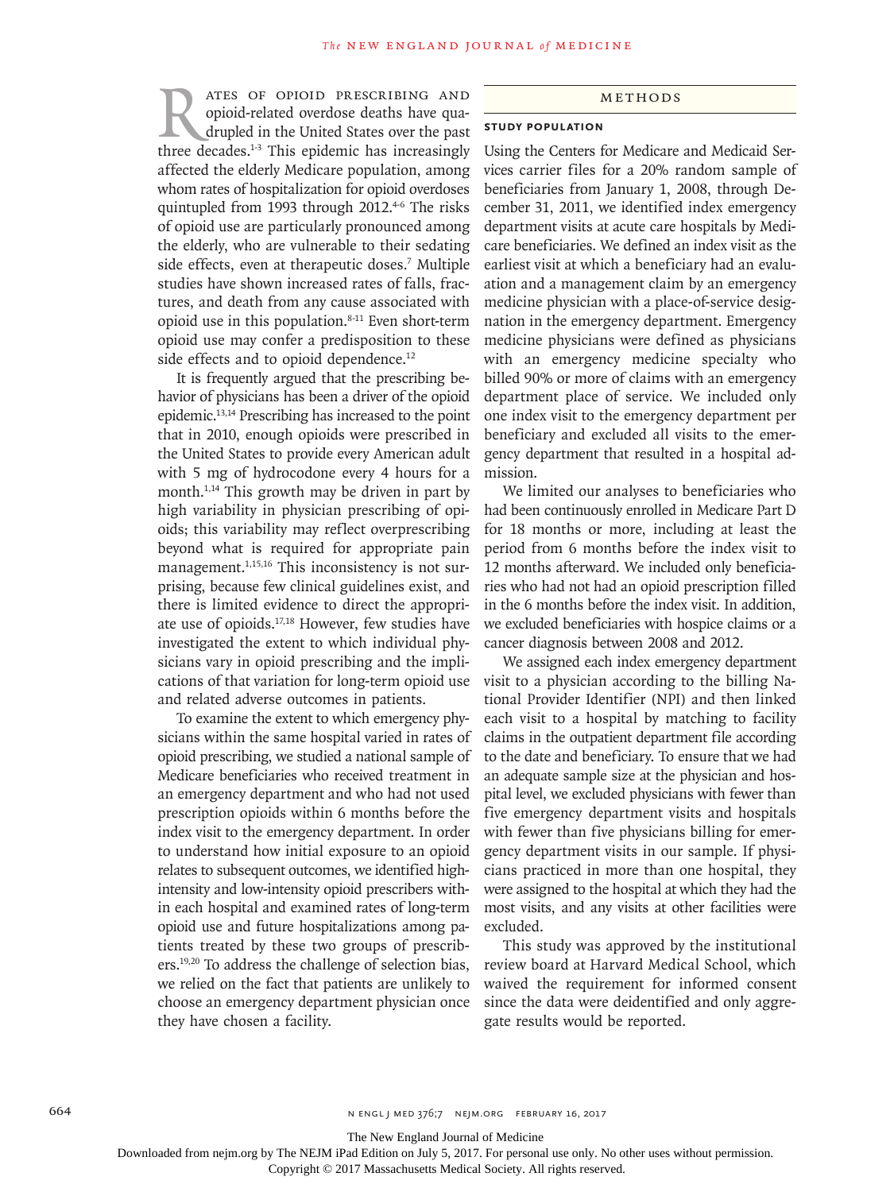Rates of opioid prescribing and opioid-related overdose deaths have quadrupled in the United States over the past three decades.[1-3] This epidemic has increasingly affected the elderly Medicare population, among whom rates of hospitalization for opioid overdoses quintupled from 1993 through 2012.[4-6] The risks of opioid use are particularly pronounced among the elderly, who are vulnerable to their sedating side effects, even at therapeutic doses.[7] Multiple studies have shown increased rates of falls, fractures, and death from any cause associated with opioid use in this population.[8-11] Even short-term opioid use may confer a predisposition to these side effects and to opioid dependence.[12]

It is frequently argued that the prescribing behavior of physicians has been a driver of the opioid epidemic.[13,14] Prescribing has increased to the point that in 2010, enough opioids were prescribed in the United States to provide every American adult with 5 mg of hydrocodone every 4 hours for a month.[1,14] This growth may be driven in part by high variability in physician prescribing of opioids; this variability may reflect overprescribing beyond what is required for appropriate pain management.[1,15,16] This inconsistency is not surprising, because few clinical guidelines exist, and there is limited evidence to direct the appropriate use of opioids.[17,18] However, few studies have investigated the extent to which individual physicians vary in opioid prescribing and the implications of that variation for long-term opioid use and related adverse outcomes in patients.

To examine the extent to which emergency physicians within the same hospital varied in rates of opioid prescribing, we studied a national sample of Medicare beneficiaries who received treatment in an emergency department and who had not used prescription opioids within 6 months before the index visit to the emergency department. In order to understand how initial exposure to an opioid relates to subsequent outcomes, we identified high-intensity and low-intensity opioid prescribers within each hospital and examined rates of long-term opioid use and future hospitalizations among patients treated by these two groups of prescribers.[19,20] To address the challenge of selection bias, we relied on the fact that patients are unlikely to choose an emergency department physician once they have chosen a facility.

## Methods

### Study Population

Using the Centers for Medicare and Medicaid Services carrier files for a 20% random sample of beneficiaries from January 1, 2008, through December 31, 2011, we identified index emergency department visits at acute care hospitals by Medicare beneficiaries. We defined an index visit as the earliest visit at which a beneficiary had an evaluation and a management claim by an emergency medicine physician with a place-of-service designation in the emergency department. Emergency medicine physicians were defined as physicians with an emergency medicine specialty who billed 90% or more of claims with an emergency department place of service. We included only one index visit to the emergency department per beneficiary and excluded all visits to the emergency department that resulted in a hospital admission.

We limited our analyses to beneficiaries who had been continuously enrolled in Medicare Part D for 18 months or more, including at least the period from 6 months before the index visit to 12 months afterward. We included only beneficiaries who had not had an opioid prescription filled in the 6 months before the index visit. In addition, we excluded beneficiaries with hospice claims or a cancer diagnosis between 2008 and 2012.

We assigned each index emergency department visit to a physician according to the billing National Provider Identifier (NPI) and then linked each visit to a hospital by matching to facility claims in the outpatient department file according to the date and beneficiary. To ensure that we had an adequate sample size at the physician and hospital level, we excluded physicians with fewer than five emergency department visits and hospitals with fewer than five physicians billing for emergency department visits in our sample. If physicians practiced in more than one hospital, they were assigned to the hospital at which they had the most visits, and any visits at other facilities were excluded.

This study was approved by the institutional review board at Harvard Medical School, which waived the requirement for informed consent since the data were deidentified and only aggregate results would be reported.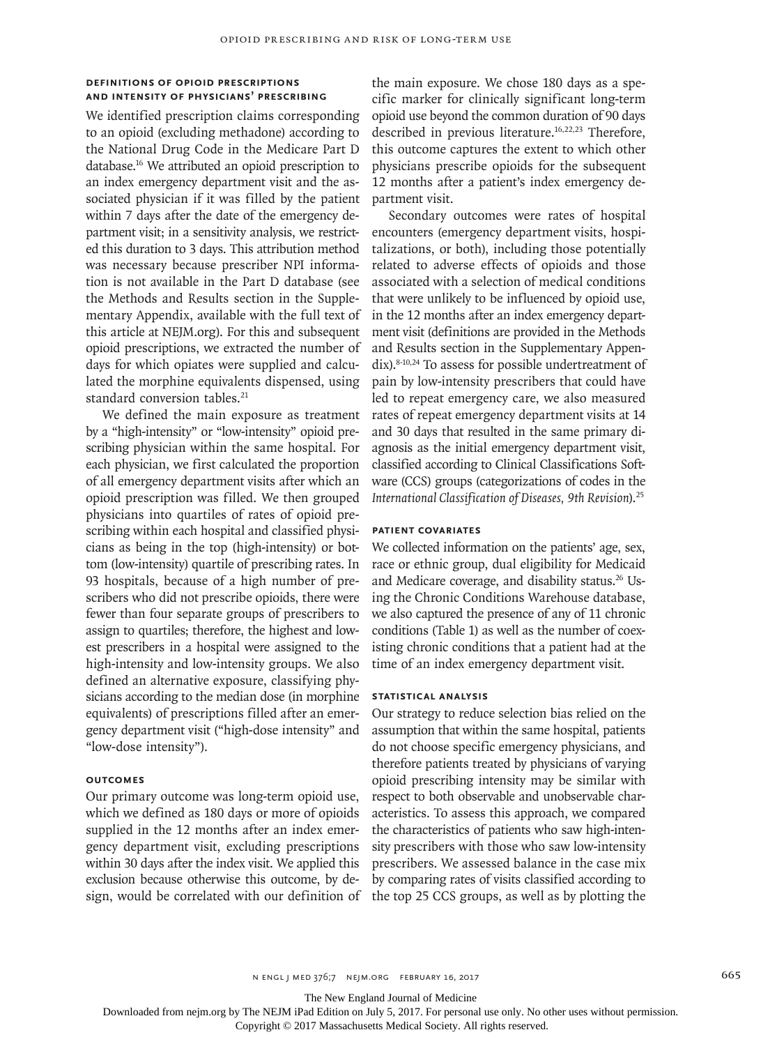### Definitions of Opioid Prescriptions and Intensity of Physicians' Prescribing

We identified prescription claims corresponding to an opioid (excluding methadone) according to the National Drug Code in the Medicare Part D database.[16] We attributed an opioid prescription to an index emergency department visit and the associated physician if it was filled by the patient within 7 days after the date of the emergency department visit; in a sensitivity analysis, we restricted this duration to 3 days. This attribution method was necessary because prescriber NPI information is not available in the Part D database (see the Methods and Results section in the Supplementary Appendix, available with the full text of this article at NEJM.org). For this and subsequent opioid prescriptions, we extracted the number of days for which opiates were supplied and calculated the morphine equivalents dispensed, using standard conversion tables.[21]

We defined the main exposure as treatment by a "high-intensity" or "low-intensity" opioid prescribing physician within the same hospital. For each physician, we first calculated the proportion of all emergency department visits after which an opioid prescription was filled. We then grouped physicians into quartiles of rates of opioid prescribing within each hospital and classified physicians as being in the top (high-intensity) or bottom (low-intensity) quartile of prescribing rates. In 93 hospitals, because of a high number of prescribers who did not prescribe opioids, there were fewer than four separate groups of prescribers to assign to quartiles; therefore, the highest and lowest prescribers in a hospital were assigned to the high-intensity and low-intensity groups. We also defined an alternative exposure, classifying physicians according to the median dose (in morphine equivalents) of prescriptions filled after an emergency department visit ("high-dose intensity" and "low-dose intensity").

### Outcomes

Our primary outcome was long-term opioid use, which we defined as 180 days or more of opioids supplied in the 12 months after an index emergency department visit, excluding prescriptions within 30 days after the index visit. We applied this exclusion because otherwise this outcome, by design, would be correlated with our definition of the main exposure. We chose 180 days as a specific marker for clinically significant long-term opioid use beyond the common duration of 90 days described in previous literature.[16,22,23] Therefore, this outcome captures the extent to which other physicians prescribe opioids for the subsequent 12 months after a patient's index emergency department visit.

Secondary outcomes were rates of hospital encounters (emergency department visits, hospitalizations, or both), including those potentially related to adverse effects of opioids and those associated with a selection of medical conditions that were unlikely to be influenced by opioid use, in the 12 months after an index emergency department visit (definitions are provided in the Methods and Results section in the Supplementary Appendix).[8-10,24] To assess for possible undertreatment of pain by low-intensity prescribers that could have led to repeat emergency care, we also measured rates of repeat emergency department visits at 14 and 30 days that resulted in the same primary diagnosis as the initial emergency department visit, classified according to Clinical Classifications Software (CCS) groups (categorizations of codes in the *International Classification of Diseases, 9th Revision*).[25]

### Patient Covariates

We collected information on the patients' age, sex, race or ethnic group, dual eligibility for Medicaid and Medicare coverage, and disability status.[26] Using the Chronic Conditions Warehouse database, we also captured the presence of any of 11 chronic conditions (Table 1) as well as the number of coexisting chronic conditions that a patient had at the time of an index emergency department visit.

### Statistical Analysis

Our strategy to reduce selection bias relied on the assumption that within the same hospital, patients do not choose specific emergency physicians, and therefore patients treated by physicians of varying opioid prescribing intensity may be similar with respect to both observable and unobservable characteristics. To assess this approach, we compared the characteristics of patients who saw high-intensity prescribers with those who saw low-intensity prescribers. We assessed balance in the case mix by comparing rates of visits classified according to the top 25 CCS groups, as well as by plotting the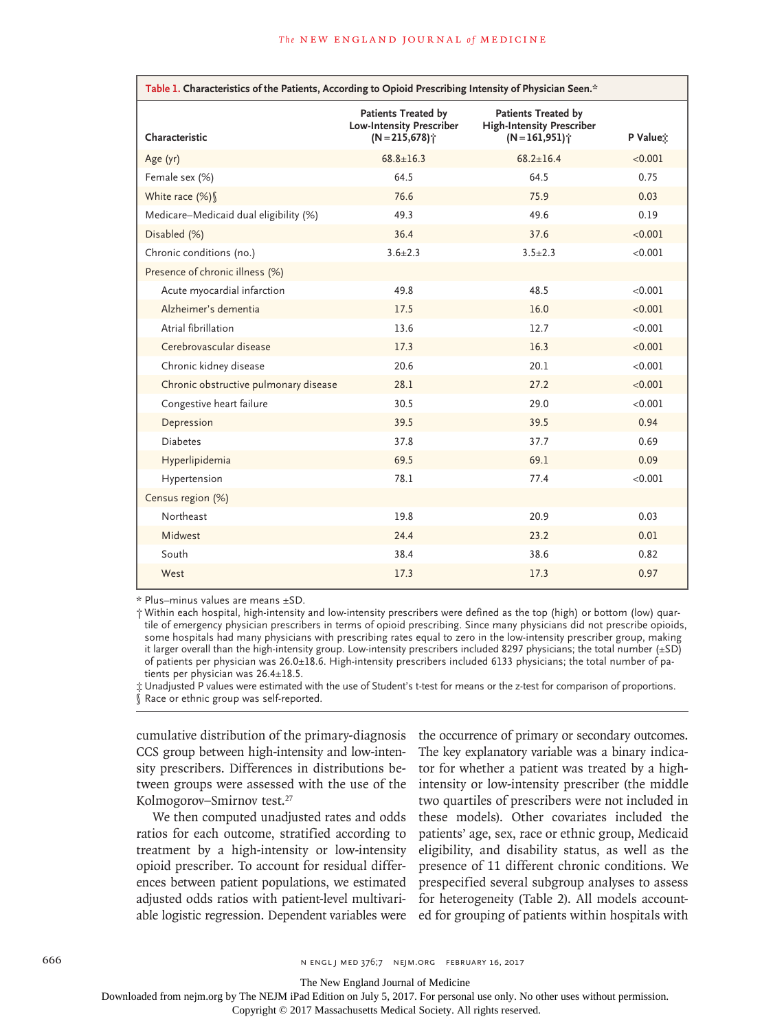**Table 1. Characteristics of the Patients, According to Opioid Prescribing Intensity of Physician Seen.***

| Characteristic | Patients Treated by Low-Intensity Prescriber (N=215,678)† | Patients Treated by High-Intensity Prescriber (N=161,951)† | P Value‡ |
|---|---|---|---|
| Age (yr) | 68.8±16.3 | 68.2±16.4 | <0.001 |
| Female sex (%) | 64.5 | 64.5 | 0.75 |
| White race (%)§ | 76.6 | 75.9 | 0.03 |
| Medicare–Medicaid dual eligibility (%) | 49.3 | 49.6 | 0.19 |
| Disabled (%) | 36.4 | 37.6 | <0.001 |
| Chronic conditions (no.) | 3.6±2.3 | 3.5±2.3 | <0.001 |
| Presence of chronic illness (%) | | | |
| Acute myocardial infarction | 49.8 | 48.5 | <0.001 |
| Alzheimer's dementia | 17.5 | 16.0 | <0.001 |
| Atrial fibrillation | 13.6 | 12.7 | <0.001 |
| Cerebrovascular disease | 17.3 | 16.3 | <0.001 |
| Chronic kidney disease | 20.6 | 20.1 | <0.001 |
| Chronic obstructive pulmonary disease | 28.1 | 27.2 | <0.001 |
| Congestive heart failure | 30.5 | 29.0 | <0.001 |
| Depression | 39.5 | 39.5 | 0.94 |
| Diabetes | 37.8 | 37.7 | 0.69 |
| Hyperlipidemia | 69.5 | 69.1 | 0.09 |
| Hypertension | 78.1 | 77.4 | <0.001 |
| Census region (%) | | | |
| Northeast | 19.8 | 20.9 | 0.03 |
| Midwest | 24.4 | 23.2 | 0.01 |
| South | 38.4 | 38.6 | 0.82 |
| West | 17.3 | 17.3 | 0.97 |

\* Plus–minus values are means ±SD.

† Within each hospital, high-intensity and low-intensity prescribers were defined as the top (high) or bottom (low) quartile of emergency physician prescribers in terms of opioid prescribing. Since many physicians did not prescribe opioids, some hospitals had many physicians with prescribing rates equal to zero in the low-intensity prescriber group, making it larger overall than the high-intensity group. Low-intensity prescribers included 8297 physicians; the total number (±SD) of patients per physician was 26.0±18.6. High-intensity prescribers included 6133 physicians; the total number of patients per physician was 26.4±18.5.

‡ Unadjusted P values were estimated with the use of Student's t-test for means or the z-test for comparison of proportions.

§ Race or ethnic group was self-reported.

cumulative distribution of the primary-diagnosis CCS group between high-intensity and low-intensity prescribers. Differences in distributions between groups were assessed with the use of the Kolmogorov–Smirnov test.[27]

We then computed unadjusted rates and odds ratios for each outcome, stratified according to treatment by a high-intensity or low-intensity opioid prescriber. To account for residual differences between patient populations, we estimated adjusted odds ratios with patient-level multivariable logistic regression. Dependent variables were the occurrence of primary or secondary outcomes. The key explanatory variable was a binary indicator for whether a patient was treated by a high-intensity or low-intensity prescriber (the middle two quartiles of prescribers were not included in these models). Other covariates included the patients' age, sex, race or ethnic group, Medicaid eligibility, and disability status, as well as the presence of 11 different chronic conditions. We prespecified several subgroup analyses to assess for heterogeneity (Table 2). All models accounted for grouping of patients within hospitals with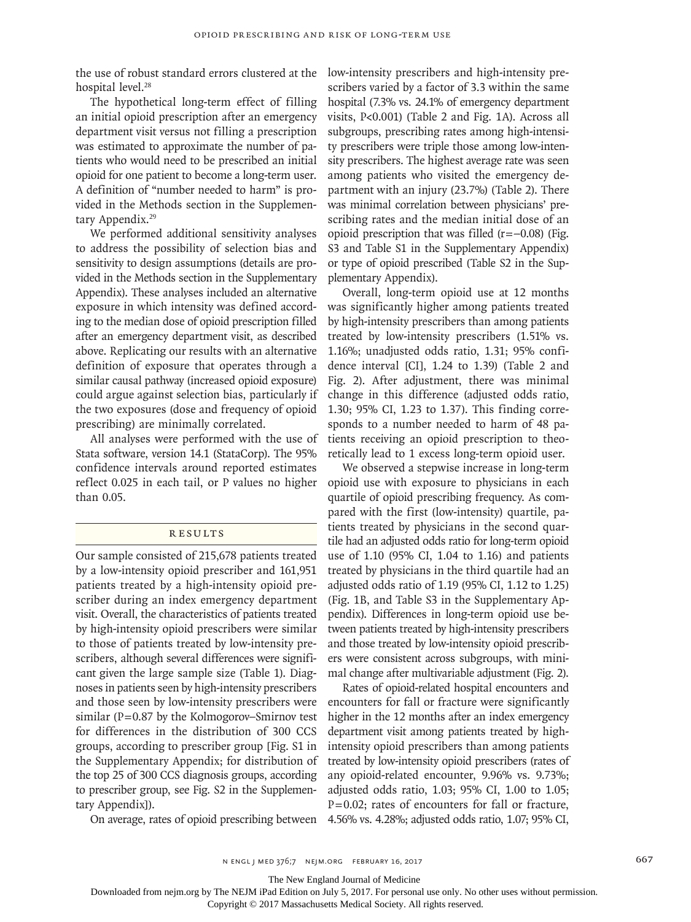the use of robust standard errors clustered at the hospital level.[28]

The hypothetical long-term effect of filling an initial opioid prescription after an emergency department visit versus not filling a prescription was estimated to approximate the number of patients who would need to be prescribed an initial opioid for one patient to become a long-term user. A definition of "number needed to harm" is provided in the Methods section in the Supplementary Appendix.[29]

We performed additional sensitivity analyses to address the possibility of selection bias and sensitivity to design assumptions (details are provided in the Methods section in the Supplementary Appendix). These analyses included an alternative exposure in which intensity was defined according to the median dose of opioid prescription filled after an emergency department visit, as described above. Replicating our results with an alternative definition of exposure that operates through a similar causal pathway (increased opioid exposure) could argue against selection bias, particularly if the two exposures (dose and frequency of opioid prescribing) are minimally correlated.

All analyses were performed with the use of Stata software, version 14.1 (StataCorp). The 95% confidence intervals around reported estimates reflect 0.025 in each tail, or P values no higher than 0.05.

## Results

Our sample consisted of 215,678 patients treated by a low-intensity opioid prescriber and 161,951 patients treated by a high-intensity opioid prescriber during an index emergency department visit. Overall, the characteristics of patients treated by high-intensity opioid prescribers were similar to those of patients treated by low-intensity prescribers, although several differences were significant given the large sample size (Table 1). Diagnoses in patients seen by high-intensity prescribers and those seen by low-intensity prescribers were similar (P=0.87 by the Kolmogorov–Smirnov test for differences in the distribution of 300 CCS groups, according to prescriber group [Fig. S1 in the Supplementary Appendix; for distribution of the top 25 of 300 CCS diagnosis groups, according to prescriber group, see Fig. S2 in the Supplementary Appendix]).

On average, rates of opioid prescribing between low-intensity prescribers and high-intensity prescribers varied by a factor of 3.3 within the same hospital (7.3% vs. 24.1% of emergency department visits, P<0.001) (Table 2 and Fig. 1A). Across all subgroups, prescribing rates among high-intensity prescribers were triple those among low-intensity prescribers. The highest average rate was seen among patients who visited the emergency department with an injury (23.7%) (Table 2). There was minimal correlation between physicians' prescribing rates and the median initial dose of an opioid prescription that was filled (r=−0.08) (Fig. S3 and Table S1 in the Supplementary Appendix) or type of opioid prescribed (Table S2 in the Supplementary Appendix).

Overall, long-term opioid use at 12 months was significantly higher among patients treated by high-intensity prescribers than among patients treated by low-intensity prescribers (1.51% vs. 1.16%; unadjusted odds ratio, 1.31; 95% confidence interval [CI], 1.24 to 1.39) (Table 2 and Fig. 2). After adjustment, there was minimal change in this difference (adjusted odds ratio, 1.30; 95% CI, 1.23 to 1.37). This finding corresponds to a number needed to harm of 48 patients receiving an opioid prescription to theoretically lead to 1 excess long-term opioid user.

We observed a stepwise increase in long-term opioid use with exposure to physicians in each quartile of opioid prescribing frequency. As compared with the first (low-intensity) quartile, patients treated by physicians in the second quartile had an adjusted odds ratio for long-term opioid use of 1.10 (95% CI, 1.04 to 1.16) and patients treated by physicians in the third quartile had an adjusted odds ratio of 1.19 (95% CI, 1.12 to 1.25) (Fig. 1B, and Table S3 in the Supplementary Appendix). Differences in long-term opioid use between patients treated by high-intensity prescribers and those treated by low-intensity opioid prescribers were consistent across subgroups, with minimal change after multivariable adjustment (Fig. 2).

Rates of opioid-related hospital encounters and encounters for fall or fracture were significantly higher in the 12 months after an index emergency department visit among patients treated by high-intensity opioid prescribers than among patients treated by low-intensity opioid prescribers (rates of any opioid-related encounter, 9.96% vs. 9.73%; adjusted odds ratio, 1.03; 95% CI, 1.00 to 1.05; P=0.02; rates of encounters for fall or fracture, 4.56% vs. 4.28%; adjusted odds ratio, 1.07; 95% CI,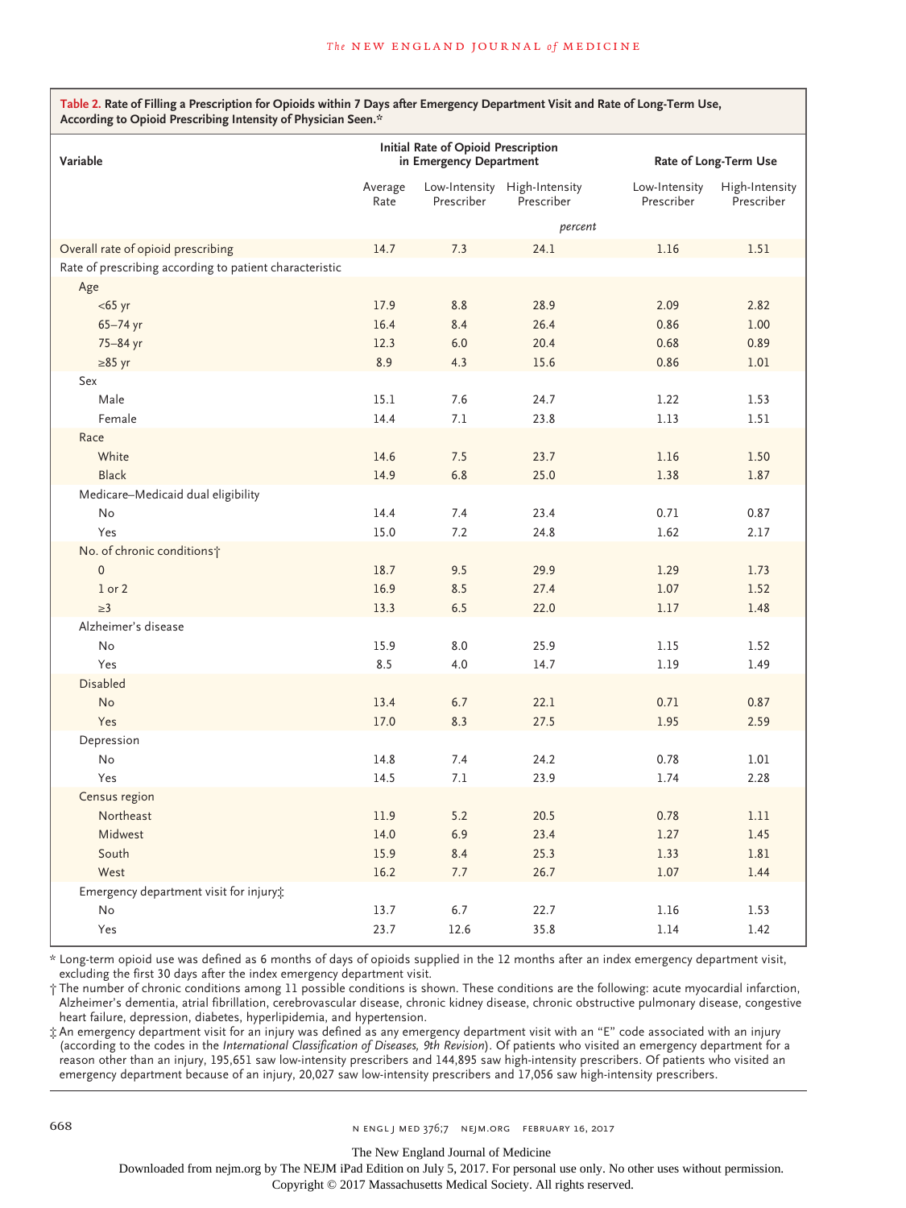**Table 2. Rate of Filling a Prescription for Opioids within 7 Days after Emergency Department Visit and Rate of Long-Term Use, According to Opioid Prescribing Intensity of Physician Seen.***

| Variable | Initial Rate of Opioid Prescription in Emergency Department | | | Rate of Long-Term Use | |
|---|---|---|---|---|---|
| | Average Rate | Low-Intensity Prescriber | High-Intensity Prescriber | Low-Intensity Prescriber | High-Intensity Prescriber |
| | *percent* | | | | |
| Overall rate of opioid prescribing | 14.7 | 7.3 | 24.1 | 1.16 | 1.51 |
| Rate of prescribing according to patient characteristic | | | | | |
| Age | | | | | |
| <65 yr | 17.9 | 8.8 | 28.9 | 2.09 | 2.82 |
| 65–74 yr | 16.4 | 8.4 | 26.4 | 0.86 | 1.00 |
| 75–84 yr | 12.3 | 6.0 | 20.4 | 0.68 | 0.89 |
| ≥85 yr | 8.9 | 4.3 | 15.6 | 0.86 | 1.01 |
| Sex | | | | | |
| Male | 15.1 | 7.6 | 24.7 | 1.22 | 1.53 |
| Female | 14.4 | 7.1 | 23.8 | 1.13 | 1.51 |
| Race | | | | | |
| White | 14.6 | 7.5 | 23.7 | 1.16 | 1.50 |
| Black | 14.9 | 6.8 | 25.0 | 1.38 | 1.87 |
| Medicare–Medicaid dual eligibility | | | | | |
| No | 14.4 | 7.4 | 23.4 | 0.71 | 0.87 |
| Yes | 15.0 | 7.2 | 24.8 | 1.62 | 2.17 |
| No. of chronic conditions† | | | | | |
| 0 | 18.7 | 9.5 | 29.9 | 1.29 | 1.73 |
| 1 or 2 | 16.9 | 8.5 | 27.4 | 1.07 | 1.52 |
| ≥3 | 13.3 | 6.5 | 22.0 | 1.17 | 1.48 |
| Alzheimer's disease | | | | | |
| No | 15.9 | 8.0 | 25.9 | 1.15 | 1.52 |
| Yes | 8.5 | 4.0 | 14.7 | 1.19 | 1.49 |
| Disabled | | | | | |
| No | 13.4 | 6.7 | 22.1 | 0.71 | 0.87 |
| Yes | 17.0 | 8.3 | 27.5 | 1.95 | 2.59 |
| Depression | | | | | |
| No | 14.8 | 7.4 | 24.2 | 0.78 | 1.01 |
| Yes | 14.5 | 7.1 | 23.9 | 1.74 | 2.28 |
| Census region | | | | | |
| Northeast | 11.9 | 5.2 | 20.5 | 0.78 | 1.11 |
| Midwest | 14.0 | 6.9 | 23.4 | 1.27 | 1.45 |
| South | 15.9 | 8.4 | 25.3 | 1.33 | 1.81 |
| West | 16.2 | 7.7 | 26.7 | 1.07 | 1.44 |
| Emergency department visit for injury‡ | | | | | |
| No | 13.7 | 6.7 | 22.7 | 1.16 | 1.53 |
| Yes | 23.7 | 12.6 | 35.8 | 1.14 | 1.42 |

\* Long-term opioid use was defined as 6 months of days of opioids supplied in the 12 months after an index emergency department visit, excluding the first 30 days after the index emergency department visit.

† The number of chronic conditions among 11 possible conditions is shown. These conditions are the following: acute myocardial infarction, Alzheimer's dementia, atrial fibrillation, cerebrovascular disease, chronic kidney disease, chronic obstructive pulmonary disease, congestive heart failure, depression, diabetes, hyperlipidemia, and hypertension.

‡ An emergency department visit for an injury was defined as any emergency department visit with an "E" code associated with an injury (according to the codes in the *International Classification of Diseases, 9th Revision*). Of patients who visited an emergency department for a reason other than an injury, 195,651 saw low-intensity prescribers and 144,895 saw high-intensity prescribers. Of patients who visited an emergency department because of an injury, 20,027 saw low-intensity prescribers and 17,056 saw high-intensity prescribers.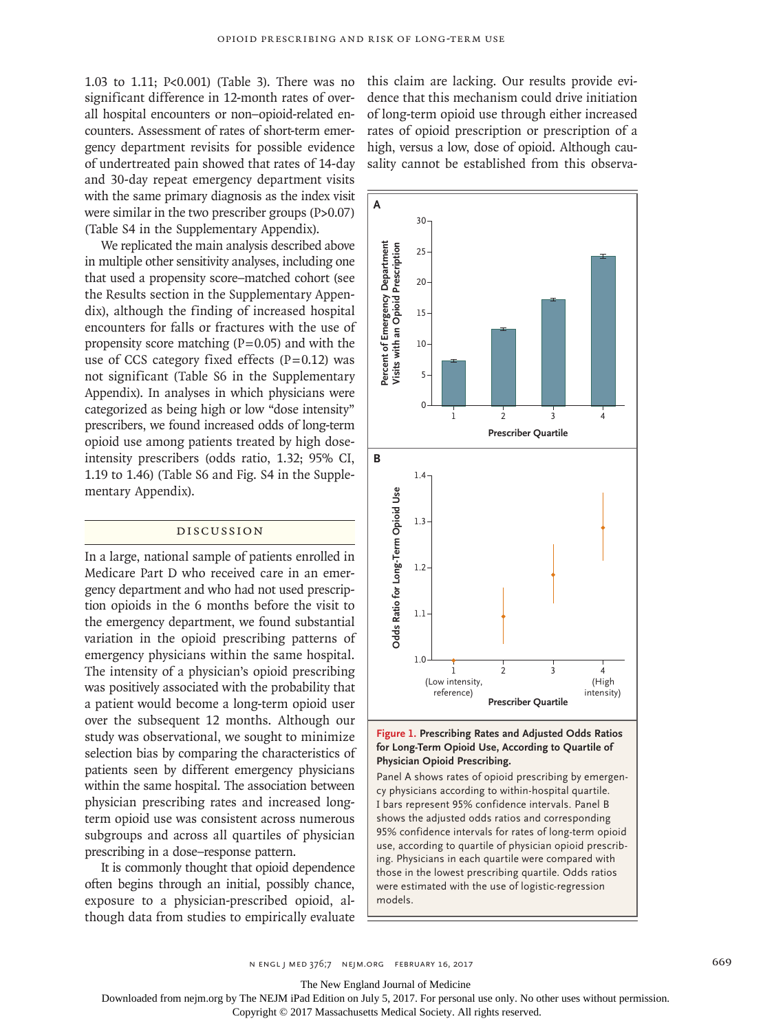1.03 to 1.11; P<0.001) (Table 3). There was no significant difference in 12-month rates of overall hospital encounters or non–opioid-related encounters. Assessment of rates of short-term emergency department revisits for possible evidence of undertreated pain showed that rates of 14-day and 30-day repeat emergency department visits with the same primary diagnosis as the index visit were similar in the two prescriber groups (P>0.07) (Table S4 in the Supplementary Appendix).

We replicated the main analysis described above in multiple other sensitivity analyses, including one that used a propensity score–matched cohort (see the Results section in the Supplementary Appendix), although the finding of increased hospital encounters for falls or fractures with the use of propensity score matching (P=0.05) and with the use of CCS category fixed effects (P=0.12) was not significant (Table S6 in the Supplementary Appendix). In analyses in which physicians were categorized as being high or low "dose intensity" prescribers, we found increased odds of long-term opioid use among patients treated by high dose-intensity prescribers (odds ratio, 1.32; 95% CI, 1.19 to 1.46) (Table S6 and Fig. S4 in the Supplementary Appendix).

## Discussion

In a large, national sample of patients enrolled in Medicare Part D who received care in an emergency department and who had not used prescription opioids in the 6 months before the visit to the emergency department, we found substantial variation in the opioid prescribing patterns of emergency physicians within the same hospital. The intensity of a physician's opioid prescribing was positively associated with the probability that a patient would become a long-term opioid user over the subsequent 12 months. Although our study was observational, we sought to minimize selection bias by comparing the characteristics of patients seen by different emergency physicians within the same hospital. The association between physician prescribing rates and increased long-term opioid use was consistent across numerous subgroups and across all quartiles of physician prescribing in a dose–response pattern.

It is commonly thought that opioid dependence often begins through an initial, possibly chance, exposure to a physician-prescribed opioid, although data from studies to empirically evaluate this claim are lacking. Our results provide evidence that this mechanism could drive initiation of long-term opioid use through either increased rates of opioid prescription or prescription of a high, versus a low, dose of opioid. Although causality cannot be established from this observa-

**Figure 1. Prescribing Rates and Adjusted Odds Ratios for Long-Term Opioid Use, According to Quartile of Physician Opioid Prescribing.**

Panel A shows rates of opioid prescribing by emergency physicians according to within-hospital quartile. I bars represent 95% confidence intervals. Panel B shows the adjusted odds ratios and corresponding 95% confidence intervals for rates of long-term opioid use, according to quartile of physician opioid prescribing. Physicians in each quartile were compared with those in the lowest prescribing quartile. Odds ratios were estimated with the use of logistic-regression models.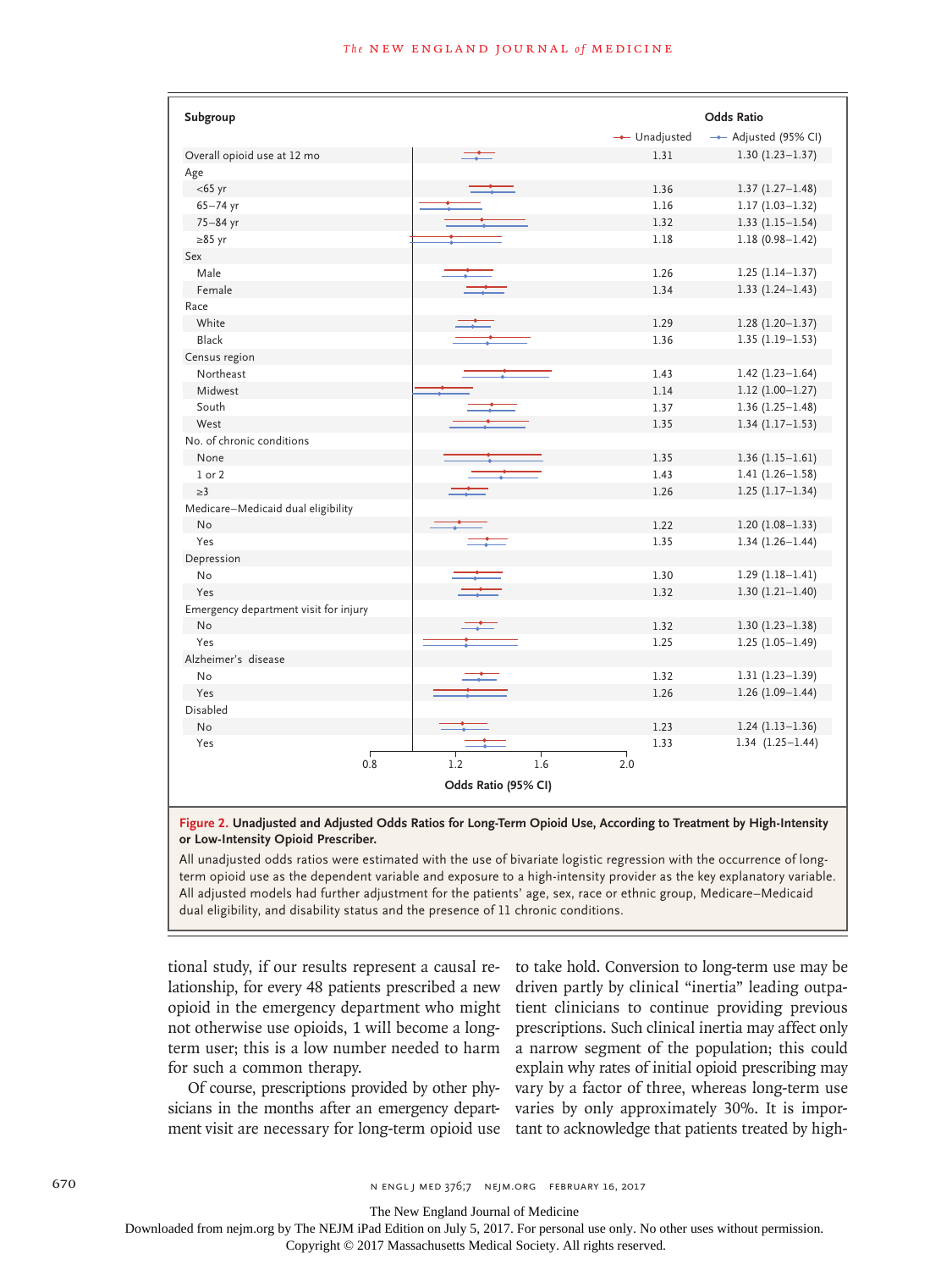| Subgroup | Unadjusted Odds Ratio | Adjusted Odds Ratio (95% CI) |
|---|---|---|
| Overall opioid use at 12 mo | 1.31 | 1.30 (1.23–1.37) |
| **Age** | | |
| <65 yr | 1.36 | 1.37 (1.27–1.48) |
| 65–74 yr | 1.16 | 1.17 (1.03–1.32) |
| 75–84 yr | 1.32 | 1.33 (1.15–1.54) |
| ≥85 yr | 1.18 | 1.18 (0.98–1.42) |
| **Sex** | | |
| Male | 1.26 | 1.25 (1.14–1.37) |
| Female | 1.34 | 1.33 (1.24–1.43) |
| **Race** | | |
| White | 1.29 | 1.28 (1.20–1.37) |
| Black | 1.36 | 1.35 (1.19–1.53) |
| **Census region** | | |
| Northeast | 1.43 | 1.42 (1.23–1.64) |
| Midwest | 1.14 | 1.12 (1.00–1.27) |
| South | 1.37 | 1.36 (1.25–1.48) |
| West | 1.35 | 1.34 (1.17–1.53) |
| **No. of chronic conditions** | | |
| None | 1.35 | 1.36 (1.15–1.61) |
| 1 or 2 | 1.43 | 1.41 (1.26–1.58) |
| ≥3 | 1.26 | 1.25 (1.17–1.34) |
| **Medicare–Medicaid dual eligibility** | | |
| No | 1.22 | 1.20 (1.08–1.33) |
| Yes | 1.35 | 1.34 (1.26–1.44) |
| **Depression** | | |
| No | 1.30 | 1.29 (1.18–1.41) |
| Yes | 1.32 | 1.30 (1.21–1.40) |
| **Emergency department visit for injury** | | |
| No | 1.32 | 1.30 (1.23–1.38) |
| Yes | 1.25 | 1.25 (1.05–1.49) |
| **Alzheimer's disease** | | |
| No | 1.32 | 1.31 (1.23–1.39) |
| Yes | 1.26 | 1.26 (1.09–1.44) |
| **Disabled** | | |
| No | 1.23 | 1.24 (1.13–1.36) |
| Yes | 1.33 | 1.34 (1.25–1.44) |

**Figure 2. Unadjusted and Adjusted Odds Ratios for Long-Term Opioid Use, According to Treatment by High-Intensity or Low-Intensity Opioid Prescriber.**

All unadjusted odds ratios were estimated with the use of bivariate logistic regression with the occurrence of long-term opioid use as the dependent variable and exposure to a high-intensity provider as the key explanatory variable. All adjusted models had further adjustment for the patients' age, sex, race or ethnic group, Medicare–Medicaid dual eligibility, and disability status and the presence of 11 chronic conditions.

tional study, if our results represent a causal relationship, for every 48 patients prescribed a new opioid in the emergency department who might not otherwise use opioids, 1 will become a long-term user; this is a low number needed to harm for such a common therapy.

Of course, prescriptions provided by other physicians in the months after an emergency department visit are necessary for long-term opioid use to take hold. Conversion to long-term use may be driven partly by clinical "inertia" leading outpatient clinicians to continue providing previous prescriptions. Such clinical inertia may affect only a narrow segment of the population; this could explain why rates of initial opioid prescribing may vary by a factor of three, whereas long-term use varies by only approximately 30%. It is important to acknowledge that patients treated by high-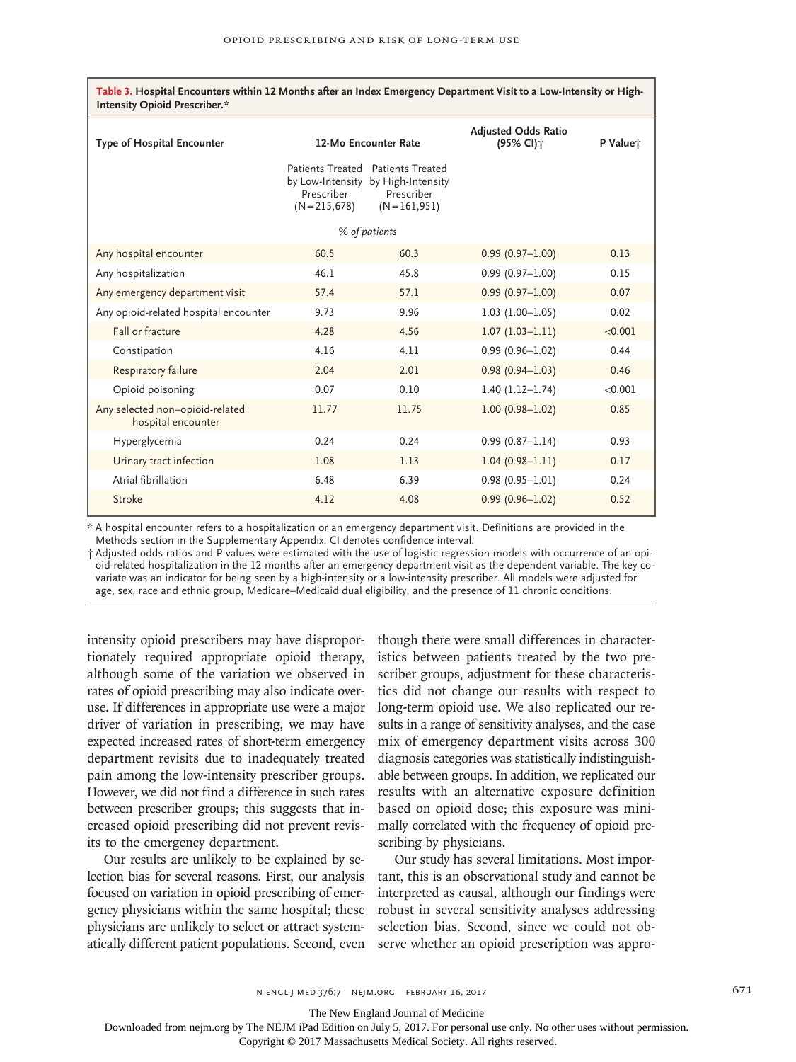**Table 3. Hospital Encounters within 12 Months after an Index Emergency Department Visit to a Low-Intensity or High-Intensity Opioid Prescriber.***

| Type of Hospital Encounter | 12-Mo Encounter Rate | | Adjusted Odds Ratio (95% CI)† | P Value† |
|---|---|---|---|---|
| | Patients Treated by Low-Intensity Prescriber (N=215,678) | Patients Treated by High-Intensity Prescriber (N=161,951) | | |
| | *% of patients* | | | |
| Any hospital encounter | 60.5 | 60.3 | 0.99 (0.97–1.00) | 0.13 |
| Any hospitalization | 46.1 | 45.8 | 0.99 (0.97–1.00) | 0.15 |
| Any emergency department visit | 57.4 | 57.1 | 0.99 (0.97–1.00) | 0.07 |
| Any opioid-related hospital encounter | 9.73 | 9.96 | 1.03 (1.00–1.05) | 0.02 |
| Fall or fracture | 4.28 | 4.56 | 1.07 (1.03–1.11) | <0.001 |
| Constipation | 4.16 | 4.11 | 0.99 (0.96–1.02) | 0.44 |
| Respiratory failure | 2.04 | 2.01 | 0.98 (0.94–1.03) | 0.46 |
| Opioid poisoning | 0.07 | 0.10 | 1.40 (1.12–1.74) | <0.001 |
| Any selected non–opioid-related hospital encounter | 11.77 | 11.75 | 1.00 (0.98–1.02) | 0.85 |
| Hyperglycemia | 0.24 | 0.24 | 0.99 (0.87–1.14) | 0.93 |
| Urinary tract infection | 1.08 | 1.13 | 1.04 (0.98–1.11) | 0.17 |
| Atrial fibrillation | 6.48 | 6.39 | 0.98 (0.95–1.01) | 0.24 |
| Stroke | 4.12 | 4.08 | 0.99 (0.96–1.02) | 0.52 |

* A hospital encounter refers to a hospitalization or an emergency department visit. Definitions are provided in the Methods section in the Supplementary Appendix. CI denotes confidence interval.

† Adjusted odds ratios and P values were estimated with the use of logistic-regression models with occurrence of an opioid-related hospitalization in the 12 months after an emergency department visit as the dependent variable. The key covariate was an indicator for being seen by a high-intensity or a low-intensity prescriber. All models were adjusted for age, sex, race and ethnic group, Medicare–Medicaid dual eligibility, and the presence of 11 chronic conditions.

intensity opioid prescribers may have disproportionately required appropriate opioid therapy, although some of the variation we observed in rates of opioid prescribing may also indicate overuse. If differences in appropriate use were a major driver of variation in prescribing, we may have expected increased rates of short-term emergency department revisits due to inadequately treated pain among the low-intensity prescriber groups. However, we did not find a difference in such rates between prescriber groups; this suggests that increased opioid prescribing did not prevent revisits to the emergency department.

Our results are unlikely to be explained by selection bias for several reasons. First, our analysis focused on variation in opioid prescribing of emergency physicians within the same hospital; these physicians are unlikely to select or attract systematically different patient populations. Second, even though there were small differences in characteristics between patients treated by the two prescriber groups, adjustment for these characteristics did not change our results with respect to long-term opioid use. We also replicated our results in a range of sensitivity analyses, and the case mix of emergency department visits across 300 diagnosis categories was statistically indistinguishable between groups. In addition, we replicated our results with an alternative exposure definition based on opioid dose; this exposure was minimally correlated with the frequency of opioid prescribing by physicians.

Our study has several limitations. Most important, this is an observational study and cannot be interpreted as causal, although our findings were robust in several sensitivity analyses addressing selection bias. Second, since we could not observe whether an opioid prescription was appro-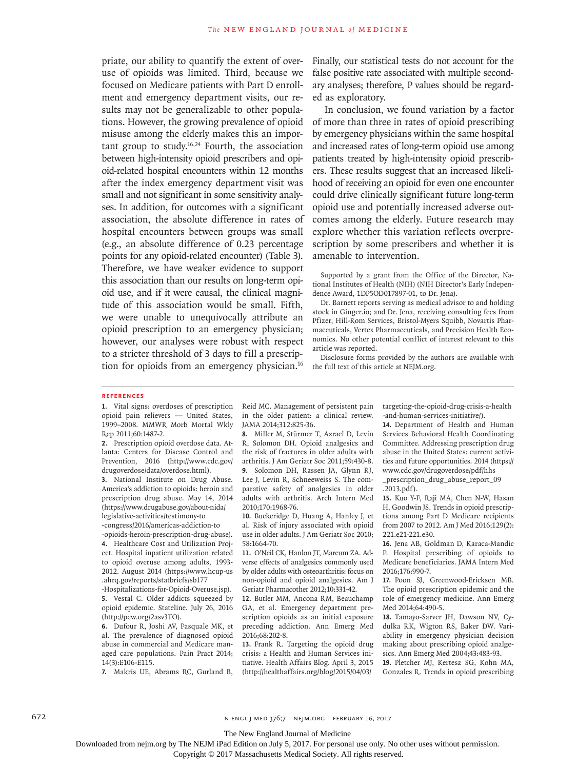priate, our ability to quantify the extent of overuse of opioids was limited. Third, because we focused on Medicare patients with Part D enrollment and emergency department visits, our results may not be generalizable to other populations. However, the growing prevalence of opioid misuse among the elderly makes this an important group to study.[16,24] Fourth, the association between high-intensity opioid prescribers and opioid-related hospital encounters within 12 months after the index emergency department visit was small and not significant in some sensitivity analyses. In addition, for outcomes with a significant association, the absolute difference in rates of hospital encounters between groups was small (e.g., an absolute difference of 0.23 percentage points for any opioid-related encounter) (Table 3). Therefore, we have weaker evidence to support this association than our results on long-term opioid use, and if it were causal, the clinical magnitude of this association would be small. Fifth, we were unable to unequivocally attribute an opioid prescription to an emergency physician; however, our analyses were robust with respect to a stricter threshold of 3 days to fill a prescription for opioids from an emergency physician.[16] Finally, our statistical tests do not account for the false positive rate associated with multiple secondary analyses; therefore, P values should be regarded as exploratory.

In conclusion, we found variation by a factor of more than three in rates of opioid prescribing by emergency physicians within the same hospital and increased rates of long-term opioid use among patients treated by high-intensity opioid prescribers. These results suggest that an increased likelihood of receiving an opioid for even one encounter could drive clinically significant future long-term opioid use and potentially increased adverse outcomes among the elderly. Future research may explore whether this variation reflects overprescription by some prescribers and whether it is amenable to intervention.

Supported by a grant from the Office of the Director, National Institutes of Health (NIH) (NIH Director's Early Independence Award, 1DP5OD017897-01, to Dr. Jena).

Dr. Barnett reports serving as medical advisor to and holding stock in Ginger.io; and Dr. Jena, receiving consulting fees from Pfizer, Hill-Rom Services, Bristol-Myers Squibb, Novartis Pharmaceuticals, Vertex Pharmaceuticals, and Precision Health Economics. No other potential conflict of interest relevant to this article was reported.

Disclosure forms provided by the authors are available with the full text of this article at NEJM.org.

## References

1. Vital signs: overdoses of prescription opioid pain relievers — United States, 1999–2008. MMWR Morb Mortal Wkly Rep 2011;60:1487-2.
2. Prescription opioid overdose data. Atlanta: Centers for Disease Control and Prevention, 2016 (http://www.cdc.gov/drugoverdose/data/overdose.html).
3. National Institute on Drug Abuse. America's addiction to opioids: heroin and prescription drug abuse. May 14, 2014 (https://www.drugabuse.gov/about-nida/legislative-activities/testimony-to-congress/2016/americas-addiction-to-opioids-heroin-prescription-drug-abuse).
4. Healthcare Cost and Utilization Project. Hospital inpatient utilization related to opioid overuse among adults, 1993-2012. August 2014 (https://www.hcup-us.ahrq.gov/reports/statbriefs/sb177-Hospitalizations-for-Opioid-Overuse.jsp).
5. Vestal C. Older addicts squeezed by opioid epidemic. Stateline. July 26, 2016 (http://pew.org/2asv3TO).
6. Dufour R, Joshi AV, Pasquale MK, et al. The prevalence of diagnosed opioid abuse in commercial and Medicare managed care populations. Pain Pract 2014;14(3):E106-E115.
7. Makris UE, Abrams RC, Gurland B, Reid MC. Management of persistent pain in the older patient: a clinical review. JAMA 2014;312:825-36.
8. Miller M, Stürmer T, Azrael D, Levin R, Solomon DH. Opioid analgesics and the risk of fractures in older adults with arthritis. J Am Geriatr Soc 2011;59:430-8.
9. Solomon DH, Rassen JA, Glynn RJ, Lee J, Levin R, Schneeweiss S. The comparative safety of analgesics in older adults with arthritis. Arch Intern Med 2010;170:1968-76.
10. Buckeridge D, Huang A, Hanley J, et al. Risk of injury associated with opioid use in older adults. J Am Geriatr Soc 2010;58:1664-70.
11. O'Neil CK, Hanlon JT, Marcum ZA. Adverse effects of analgesics commonly used by older adults with osteoarthritis: focus on non-opioid and opioid analgesics. Am J Geriatr Pharmacother 2012;10:331-42.
12. Butler MM, Ancona RM, Beauchamp GA, et al. Emergency department prescription opioids as an initial exposure preceding addiction. Ann Emerg Med 2016;68:202-8.
13. Frank R. Targeting the opioid drug crisis: a Health and Human Services initiative. Health Affairs Blog. April 3, 2015 (http://healthaffairs.org/blog/2015/04/03/targeting-the-opioid-drug-crisis-a-health-and-human-services-initiative/).
14. Department of Health and Human Services Behavioral Health Coordinating Committee. Addressing prescription drug abuse in the United States: current activities and future opportunities. 2014 (https://www.cdc.gov/drugoverdose/pdf/hhs_prescription_drug_abuse_report_09.2013.pdf).
15. Kuo Y-F, Raji MA, Chen N-W, Hasan H, Goodwin JS. Trends in opioid prescriptions among Part D Medicare recipients from 2007 to 2012. Am J Med 2016;129(2):221.e21-221.e30.
16. Jena AB, Goldman D, Karaca-Mandic P. Hospital prescribing of opioids to Medicare beneficiaries. JAMA Intern Med 2016;176:990-7.
17. Poon SJ, Greenwood-Ericksen MB. The opioid prescription epidemic and the role of emergency medicine. Ann Emerg Med 2014;64:490-5.
18. Tamayo-Sarver JH, Dawson NV, Cydulka RK, Wigton RS, Baker DW. Variability in emergency physician decision making about prescribing opioid analgesics. Ann Emerg Med 2004;43:483-93.
19. Pletcher MJ, Kertesz SG, Kohn MA, Gonzales R. Trends in opioid prescribing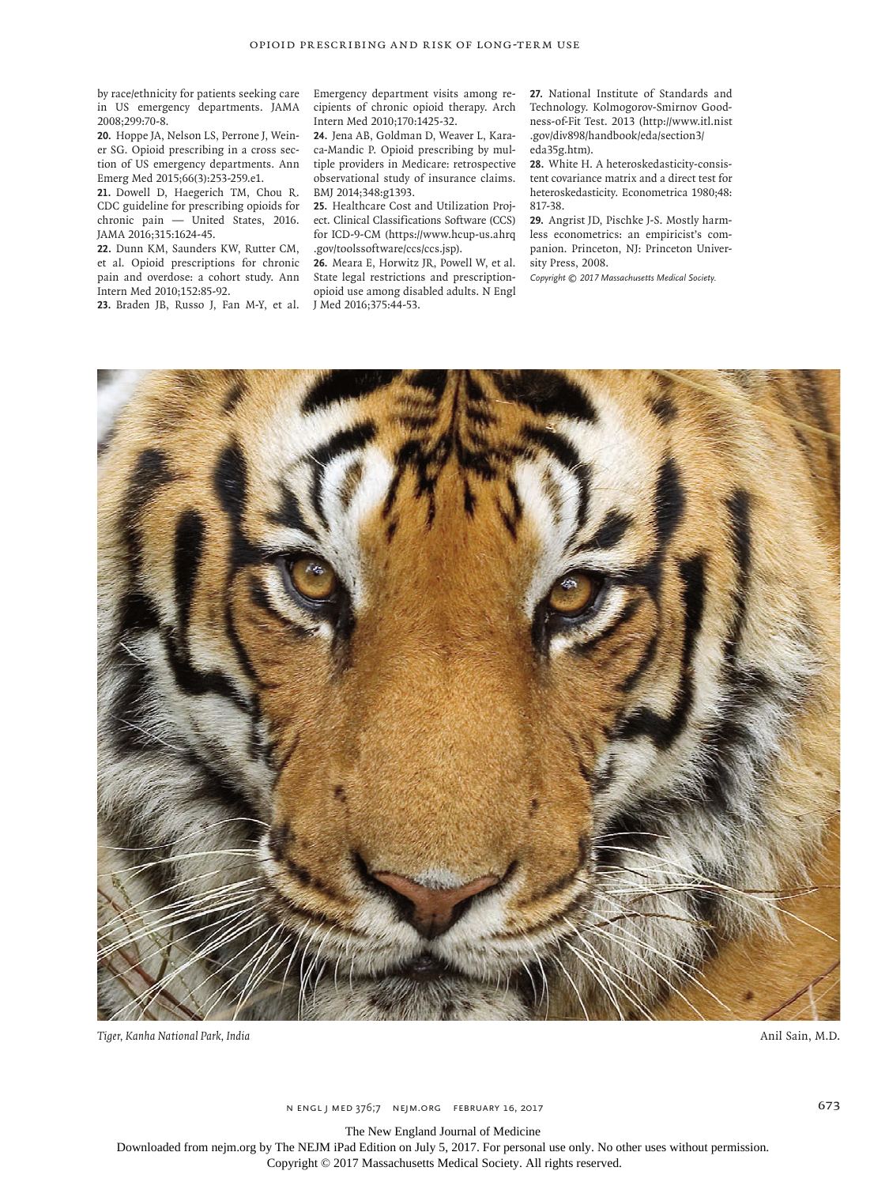by race/ethnicity for patients seeking care in US emergency departments. JAMA 2008;299:70-8.

**20.** Hoppe JA, Nelson LS, Perrone J, Weiner SG. Opioid prescribing in a cross section of US emergency departments. Ann Emerg Med 2015;66(3):253-259.e1.

**21.** Dowell D, Haegerich TM, Chou R. CDC guideline for prescribing opioids for chronic pain — United States, 2016. JAMA 2016;315:1624-45.

**22.** Dunn KM, Saunders KW, Rutter CM, et al. Opioid prescriptions for chronic pain and overdose: a cohort study. Ann Intern Med 2010;152:85-92.

**23.** Braden JB, Russo J, Fan M-Y, et al. Emergency department visits among recipients of chronic opioid therapy. Arch Intern Med 2010;170:1425-32.

**24.** Jena AB, Goldman D, Weaver L, Karaca-Mandic P. Opioid prescribing by multiple providers in Medicare: retrospective observational study of insurance claims. BMJ 2014;348:g1393.

**25.** Healthcare Cost and Utilization Project. Clinical Classifications Software (CCS) for ICD-9-CM (https://www.hcup-us.ahrq.gov/toolssoftware/ccs/ccs.jsp).

**26.** Meara E, Horwitz JR, Powell W, et al. State legal restrictions and prescription-opioid use among disabled adults. N Engl J Med 2016;375:44-53.

**27.** National Institute of Standards and Technology. Kolmogorov-Smirnov Goodness-of-Fit Test. 2013 (http://www.itl.nist.gov/div898/handbook/eda/section3/eda35g.htm).

**28.** White H. A heteroskedasticity-consistent covariance matrix and a direct test for heteroskedasticity. Econometrica 1980;48:817-38.

**29.** Angrist JD, Pischke J-S. Mostly harmless econometrics: an empiricist's companion. Princeton, NJ: Princeton University Press, 2008.

*Copyright © 2017 Massachusetts Medical Society.*

*Tiger, Kanha National Park, India* — Anil Sain, M.D.